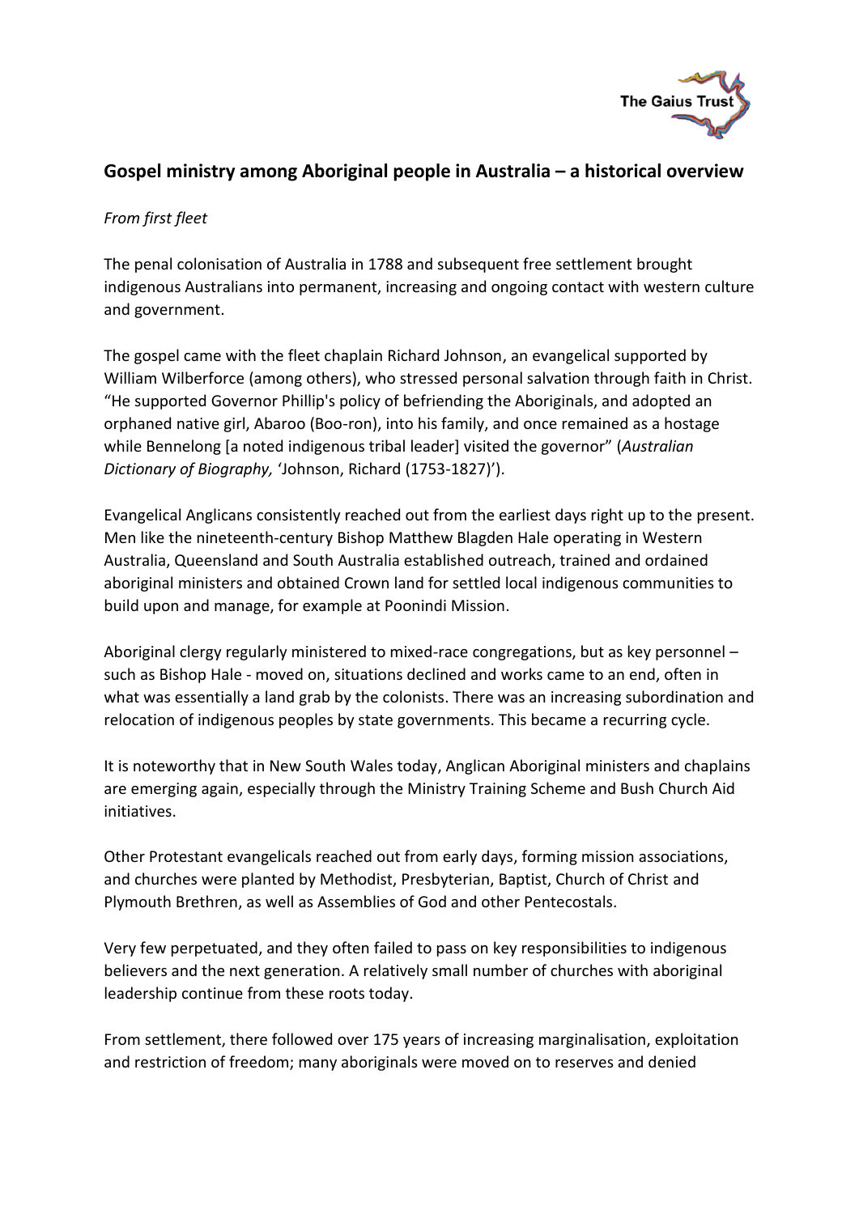## Gospel ministry among Aboriginal people in Australia – a historical overview

*From first fleet*

The penal colonisation of Australia in 1788 and subsequent free settlement brought indigenous Australians into permanent, increasing and ongoing contact with western culture and government.

The gospel came with the fleet chaplain Richard Johnson, an evangelical supported by William Wilberforce (among others), who stressed personal salvation through faith in Christ. "He supported Governor Phillip's policy of befriending the Aboriginals, and adopted an orphaned native girl, Abaroo (Boo-ron), into his family, and once remained as a hostage while Bennelong [a noted indigenous tribal leader] visited the governor" (*Australian Dictionary of Biography,* 'Johnson, Richard (1753-1827)').

Evangelical Anglicans consistently reached out from the earliest days right up to the present. Men like the nineteenth-century Bishop Matthew Blagden Hale operating in Western Australia, Queensland and South Australia established outreach, trained and ordained aboriginal ministers and obtained Crown land for settled local indigenous communities to build upon and manage, for example at Poonindi Mission.

Aboriginal clergy regularly ministered to mixed-race congregations, but as key personnel – such as Bishop Hale - moved on, situations declined and works came to an end, often in what was essentially a land grab by the colonists. There was an increasing subordination and relocation of indigenous peoples by state governments. This became a recurring cycle.

It is noteworthy that in New South Wales today, Anglican Aboriginal ministers and chaplains are emerging again, especially through the Ministry Training Scheme and Bush Church Aid initiatives.

Other Protestant evangelicals reached out from early days, forming mission associations, and churches were planted by Methodist, Presbyterian, Baptist, Church of Christ and Plymouth Brethren, as well as Assemblies of God and other Pentecostals.

Very few perpetuated, and they often failed to pass on key responsibilities to indigenous believers and the next generation. A relatively small number of churches with aboriginal leadership continue from these roots today.

From settlement, there followed over 175 years of increasing marginalisation, exploitation and restriction of freedom; many aboriginals were moved on to reserves and denied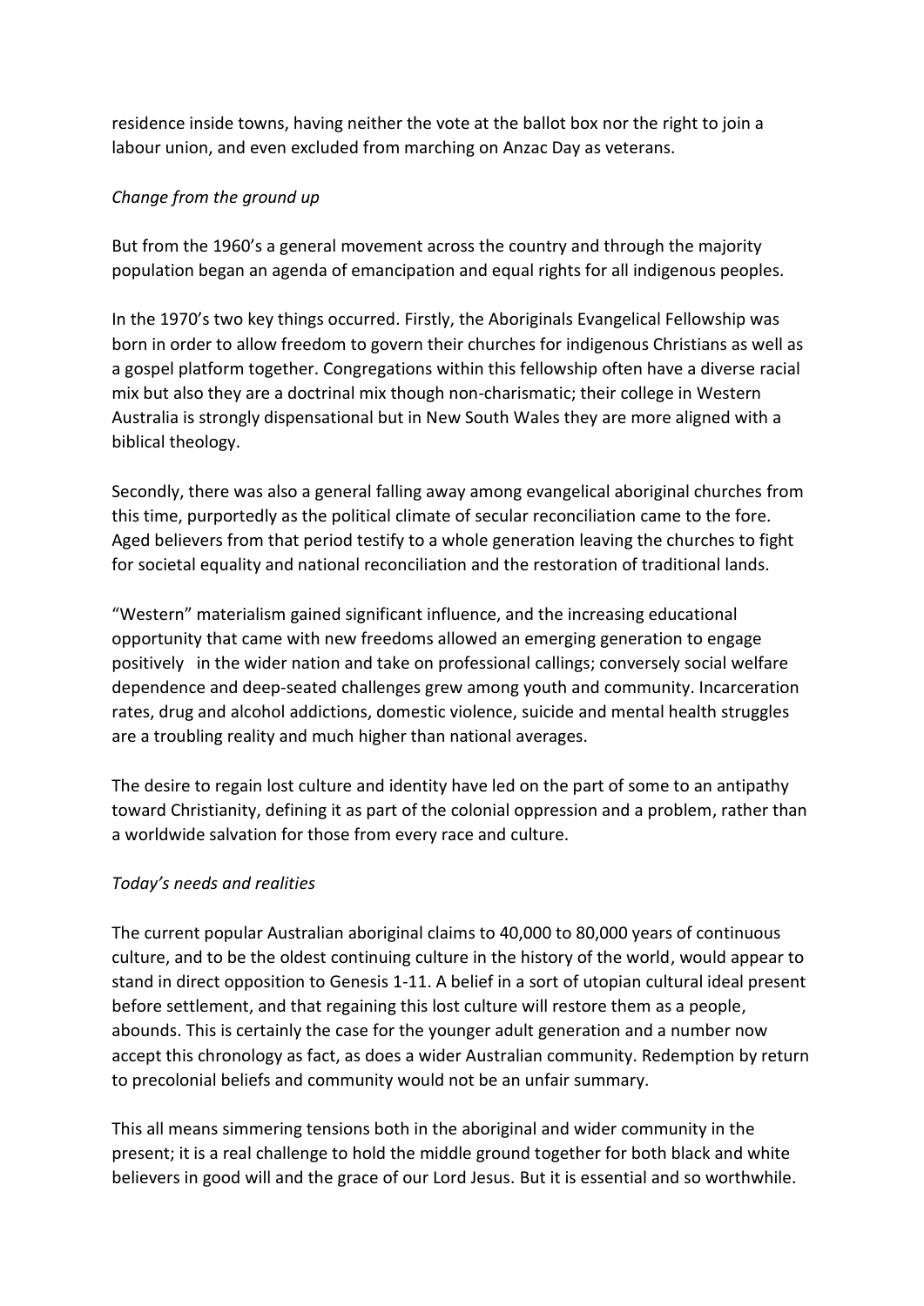residence inside towns, having neither the vote at the ballot box nor the right to join a labour union, and even excluded from marching on Anzac Day as veterans.

*Change from the ground up*

But from the 1960's a general movement across the country and through the majority population began an agenda of emancipation and equal rights for all indigenous peoples.

In the 1970's two key things occurred. Firstly, the Aboriginals Evangelical Fellowship was born in order to allow freedom to govern their churches for indigenous Christians as well as a gospel platform together. Congregations within this fellowship often have a diverse racial mix but also they are a doctrinal mix though non-charismatic; their college in Western Australia is strongly dispensational but in New South Wales they are more aligned with a biblical theology.

Secondly, there was also a general falling away among evangelical aboriginal churches from this time, purportedly as the political climate of secular reconciliation came to the fore. Aged believers from that period testify to a whole generation leaving the churches to fight for societal equality and national reconciliation and the restoration of traditional lands.

"Western" materialism gained significant influence, and the increasing educational opportunity that came with new freedoms allowed an emerging generation to engage positively in the wider nation and take on professional callings; conversely social welfare dependence and deep-seated challenges grew among youth and community. Incarceration rates, drug and alcohol addictions, domestic violence, suicide and mental health struggles are a troubling reality and much higher than national averages.

The desire to regain lost culture and identity have led on the part of some to an antipathy toward Christianity, defining it as part of the colonial oppression and a problem, rather than a worldwide salvation for those from every race and culture.

*Today's needs and realities*

The current popular Australian aboriginal claims to 40,000 to 80,000 years of continuous culture, and to be the oldest continuing culture in the history of the world, would appear to stand in direct opposition to Genesis 1-11. A belief in a sort of utopian cultural ideal present before settlement, and that regaining this lost culture will restore them as a people, abounds. This is certainly the case for the younger adult generation and a number now accept this chronology as fact, as does a wider Australian community. Redemption by return to precolonial beliefs and community would not be an unfair summary.

This all means simmering tensions both in the aboriginal and wider community in the present; it is a real challenge to hold the middle ground together for both black and white believers in good will and the grace of our Lord Jesus. But it is essential and so worthwhile.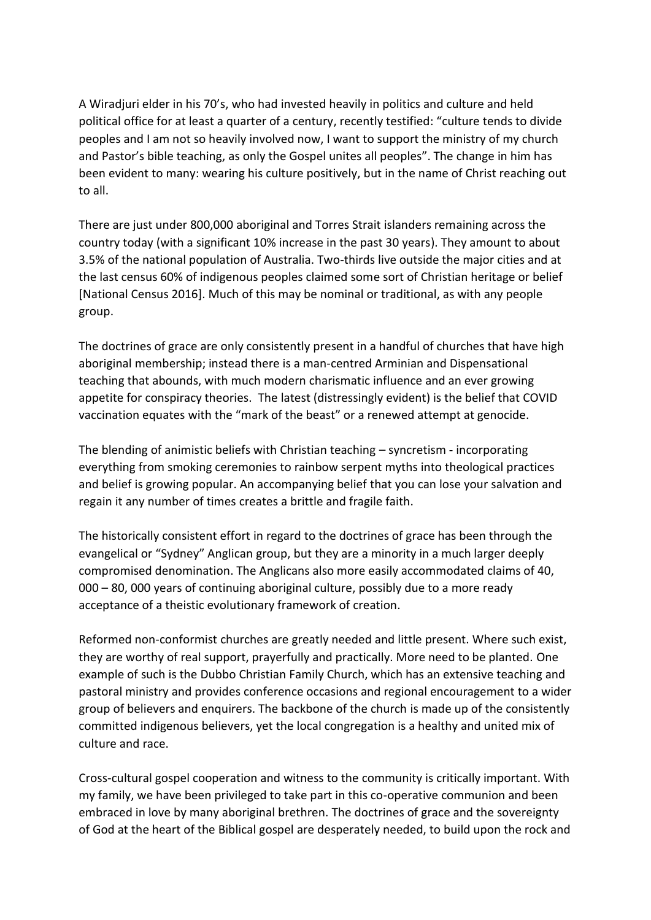A Wiradjuri elder in his 70's, who had invested heavily in politics and culture and held political office for at least a quarter of a century, recently testified: "culture tends to divide peoples and I am not so heavily involved now, I want to support the ministry of my church and Pastor's bible teaching, as only the Gospel unites all peoples". The change in him has been evident to many: wearing his culture positively, but in the name of Christ reaching out to all.

There are just under 800,000 aboriginal and Torres Strait islanders remaining across the country today (with a significant 10% increase in the past 30 years). They amount to about 3.5% of the national population of Australia. Two-thirds live outside the major cities and at the last census 60% of indigenous peoples claimed some sort of Christian heritage or belief [National Census 2016]. Much of this may be nominal or traditional, as with any people group.

The doctrines of grace are only consistently present in a handful of churches that have high aboriginal membership; instead there is a man-centred Arminian and Dispensational teaching that abounds, with much modern charismatic influence and an ever growing appetite for conspiracy theories. The latest (distressingly evident) is the belief that COVID vaccination equates with the "mark of the beast" or a renewed attempt at genocide.

The blending of animistic beliefs with Christian teaching – syncretism - incorporating everything from smoking ceremonies to rainbow serpent myths into theological practices and belief is growing popular. An accompanying belief that you can lose your salvation and regain it any number of times creates a brittle and fragile faith.

The historically consistent effort in regard to the doctrines of grace has been through the evangelical or "Sydney" Anglican group, but they are a minority in a much larger deeply compromised denomination. The Anglicans also more easily accommodated claims of 40, 000 – 80, 000 years of continuing aboriginal culture, possibly due to a more ready acceptance of a theistic evolutionary framework of creation.

Reformed non-conformist churches are greatly needed and little present. Where such exist, they are worthy of real support, prayerfully and practically. More need to be planted. One example of such is the Dubbo Christian Family Church, which has an extensive teaching and pastoral ministry and provides conference occasions and regional encouragement to a wider group of believers and enquirers. The backbone of the church is made up of the consistently committed indigenous believers, yet the local congregation is a healthy and united mix of culture and race.

Cross-cultural gospel cooperation and witness to the community is critically important. With my family, we have been privileged to take part in this co-operative communion and been embraced in love by many aboriginal brethren. The doctrines of grace and the sovereignty of God at the heart of the Biblical gospel are desperately needed, to build upon the rock and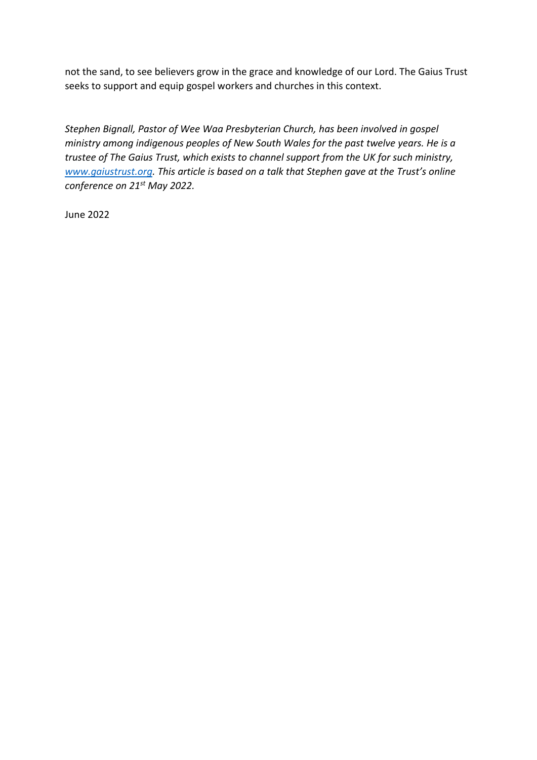not the sand, to see believers grow in the grace and knowledge of our Lord. The Gaius Trust seeks to support and equip gospel workers and churches in this context.

*Stephen Bignall, Pastor of Wee Waa Presbyterian Church, has been involved in gospel ministry among indigenous peoples of New South Wales for the past twelve years. He is a trustee of The Gaius Trust, which exists to channel support from the UK for such ministry, [www.gaiustrust.org](http://www.gaiustrust.org). This article is based on a talk that Stephen gave at the Trust's online conference on 21st May 2022.*

June 2022